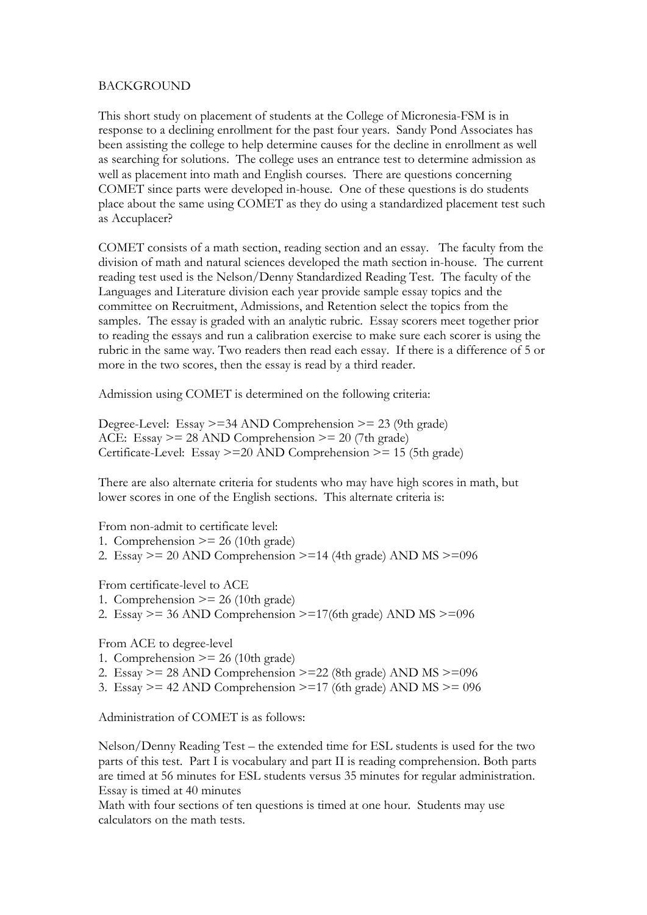BACKGROUND

This short study on placement of students at the College of Micronesia-FSM is in response to a declining enrollment for the past four years. Sandy Pond Associates has been assisting the college to help determine causes for the decline in enrollment as well as searching for solutions. The college uses an entrance test to determine admission as well as placement into math and English courses. There are questions concerning COMET since parts were developed in-house. One of these questions is do students place about the same using COMET as they do using a standardized placement test such as Accuplacer?

COMET consists of a math section, reading section and an essay. The faculty from the division of math and natural sciences developed the math section in-house. The current reading test used is the Nelson/Denny Standardized Reading Test. The faculty of the Languages and Literature division each year provide sample essay topics and the committee on Recruitment, Admissions, and Retention select the topics from the samples. The essay is graded with an analytic rubric. Essay scorers meet together prior to reading the essays and run a calibration exercise to make sure each scorer is using the rubric in the same way. Two readers then read each essay. If there is a difference of 5 or more in the two scores, then the essay is read by a third reader.

Admission using COMET is determined on the following criteria:

Degree-Level: Essay >=34 AND Comprehension >= 23 (9th grade)
ACE: Essay >= 28 AND Comprehension >= 20 (7th grade)
Certificate-Level: Essay >=20 AND Comprehension >= 15 (5th grade)

There are also alternate criteria for students who may have high scores in math, but lower scores in one of the English sections. This alternate criteria is:

From non-admit to certificate level:
1. Comprehension >= 26 (10th grade)
2. Essay >= 20 AND Comprehension >=14 (4th grade) AND MS >=096

From certificate-level to ACE
1. Comprehension >= 26 (10th grade)
2. Essay >= 36 AND Comprehension >=17(6th grade) AND MS >=096

From ACE to degree-level
1. Comprehension >= 26 (10th grade)
2. Essay >= 28 AND Comprehension >=22 (8th grade) AND MS >=096
3. Essay >= 42 AND Comprehension >=17 (6th grade) AND MS >= 096

Administration of COMET is as follows:

Nelson/Denny Reading Test – the extended time for ESL students is used for the two parts of this test. Part I is vocabulary and part II is reading comprehension. Both parts are timed at 56 minutes for ESL students versus 35 minutes for regular administration. Essay is timed at 40 minutes
Math with four sections of ten questions is timed at one hour. Students may use calculators on the math tests.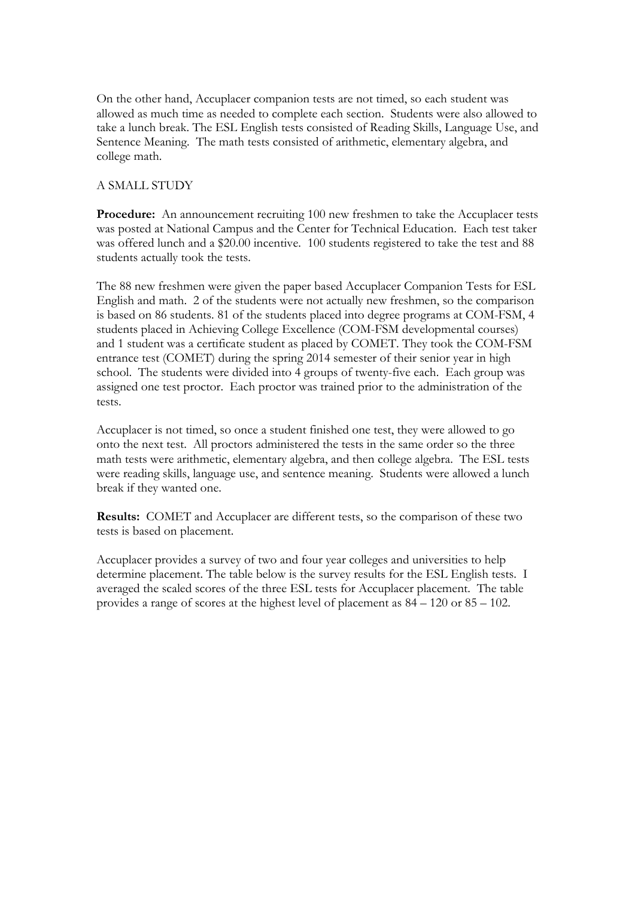On the other hand, Accuplacer companion tests are not timed, so each student was allowed as much time as needed to complete each section. Students were also allowed to take a lunch break. The ESL English tests consisted of Reading Skills, Language Use, and Sentence Meaning. The math tests consisted of arithmetic, elementary algebra, and college math.

## A SMALL STUDY

**Procedure:** An announcement recruiting 100 new freshmen to take the Accuplacer tests was posted at National Campus and the Center for Technical Education. Each test taker was offered lunch and a $20.00 incentive. 100 students registered to take the test and 88 students actually took the tests.

The 88 new freshmen were given the paper based Accuplacer Companion Tests for ESL English and math. 2 of the students were not actually new freshmen, so the comparison is based on 86 students. 81 of the students placed into degree programs at COM-FSM, 4 students placed in Achieving College Excellence (COM-FSM developmental courses) and 1 student was a certificate student as placed by COMET. They took the COM-FSM entrance test (COMET) during the spring 2014 semester of their senior year in high school. The students were divided into 4 groups of twenty-five each. Each group was assigned one test proctor. Each proctor was trained prior to the administration of the tests.

Accuplacer is not timed, so once a student finished one test, they were allowed to go onto the next test. All proctors administered the tests in the same order so the three math tests were arithmetic, elementary algebra, and then college algebra. The ESL tests were reading skills, language use, and sentence meaning. Students were allowed a lunch break if they wanted one.

**Results:** COMET and Accuplacer are different tests, so the comparison of these two tests is based on placement.

Accuplacer provides a survey of two and four year colleges and universities to help determine placement. The table below is the survey results for the ESL English tests. I averaged the scaled scores of the three ESL tests for Accuplacer placement. The table provides a range of scores at the highest level of placement as 84 – 120 or 85 – 102.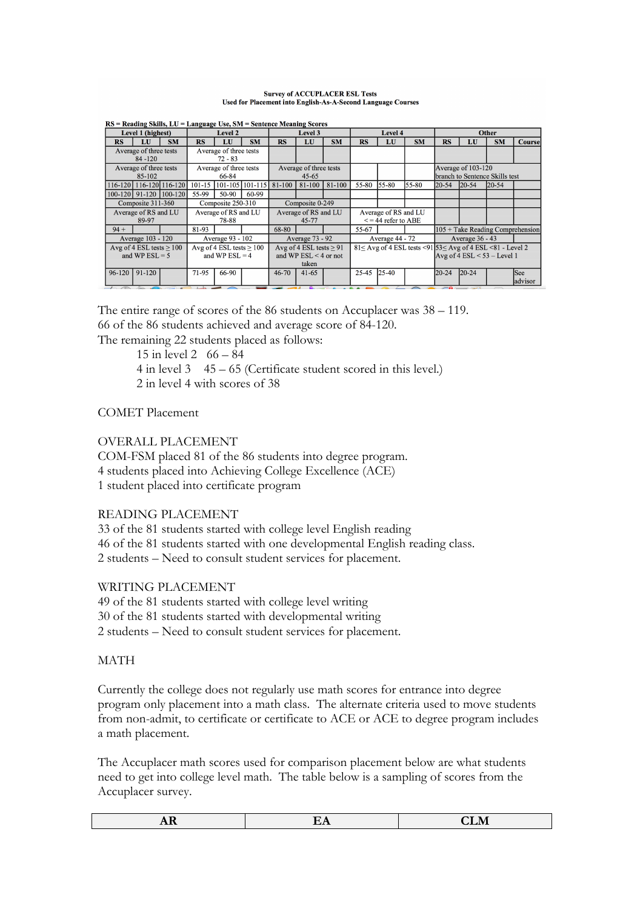**Survey of ACCUPLACER ESL Tests**
**Used for Placement into English-As-A-Second Language Courses**

**RS = Reading Skills, LU = Language Use, SM = Sentence Meaning Scores**

| Level 1 (highest) | | | Level 2 | | | Level 3 | | | Level 4 | | | Other | | | |
|---|---|---|---|---|---|---|---|---|---|---|---|---|---|---|---|
| RS | LU | SM | RS | LU | SM | RS | LU | SM | RS | LU | SM | RS | LU | SM | Course |
| Average of three tests 84 -120 | | | Average of three tests 72 - 83 | | | | | | | | | | | | |
| Average of three tests 85-102 | | | Average of three tests 66-84 | | | Average of three tests 45-65 | | | | | | Average of 103-120 branch to Sentence Skills test | | | |
| 116-120 | 116-120 | 116-120 | 101-15 | 101-105 | 101-115 | 81-100 | 81-100 | 81-100 | 55-80 | 55-80 | 55-80 | 20-54 | 20-54 | 20-54 | |
| 100-120 | 91-120 | 100-120 | 55-99 | 50-90 | 60-99 | | | | | | | | | | |
| Composite 311-360 | | | Composite 250-310 | | | Composite 0-249 | | | | | | | | | |
| Average of RS and LU 89-97 | | | Average of RS and LU 78-88 | | | Average of RS and LU 45-77 | | | Average of RS and LU <= 44 refer to ABE | | | | | | |
| 94 + | | | 81-93 | | | 68-80 | | | 55-67 | | | 105 + Take Reading Comprehension | | | |
| Average 103 - 120 | | | Average 93 - 102 | | | Average 73 - 92 | | | Average 44 - 72 | | | Average 36 - 43 | | | |
| Avg of 4 ESL tests ≥ 100 and WP ESL = 5 | | | Avg of 4 ESL tests ≥ 100 and WP ESL = 4 | | | Avg of 4 ESL tests ≥ 91 and WP ESL < 4 or not taken | | | 81≤ Avg of 4 ESL tests <91 | | | 53≤ Avg of 4 ESL <81 - Level 2 Avg of 4 ESL < 53 – Level 1 | | | |
| 96-120 | 91-120 | | 71-95 | 66-90 | | 46-70 | 41-65 | | 25-45 | 25-40 | | 20-24 | 20-24 | | See advisor |

The entire range of scores of the 86 students on Accuplacer was 38 – 119.
66 of the 86 students achieved and average score of 84-120.
The remaining 22 students placed as follows:

- 15 in level 2 66 – 84
- 4 in level 3 45 – 65 (Certificate student scored in this level.)
- 2 in level 4 with scores of 38

COMET Placement

OVERALL PLACEMENT
COM-FSM placed 81 of the 86 students into degree program.
4 students placed into Achieving College Excellence (ACE)
1 student placed into certificate program

READING PLACEMENT
33 of the 81 students started with college level English reading
46 of the 81 students started with one developmental English reading class.
2 students – Need to consult student services for placement.

WRITING PLACEMENT
49 of the 81 students started with college level writing
30 of the 81 students started with developmental writing
2 students – Need to consult student services for placement.

MATH

Currently the college does not regularly use math scores for entrance into degree program only placement into a math class. The alternate criteria used to move students from non-admit, to certificate or certificate to ACE or ACE to degree program includes a math placement.

The Accuplacer math scores used for comparison placement below are what students need to get into college level math. The table below is a sampling of scores from the Accuplacer survey.

| AR | EA | CLM |
|---|---|---|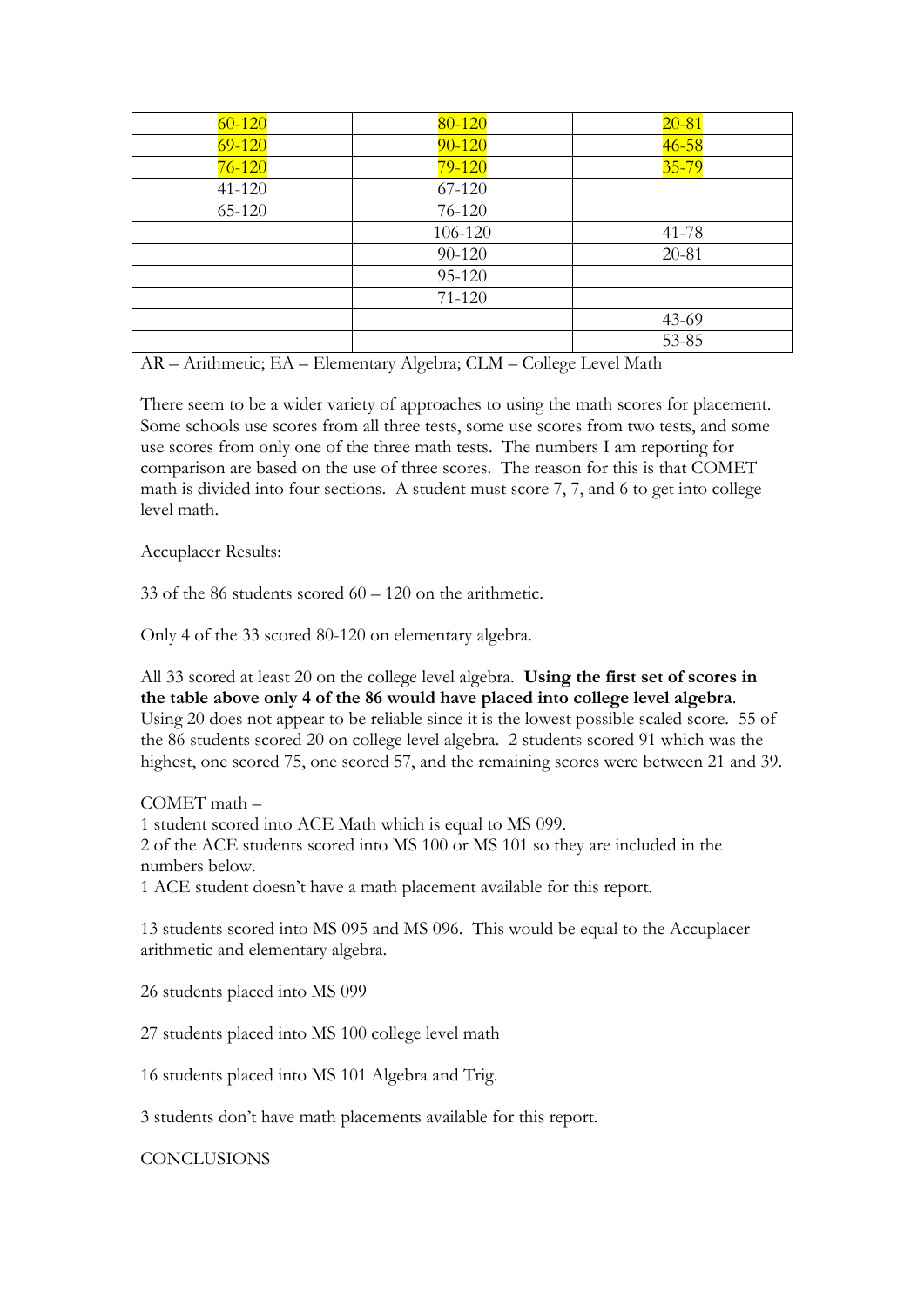| | | |
|---|---|---|
| 60-120 | 80-120 | 20-81 |
| 69-120 | 90-120 | 46-58 |
| 76-120 | 79-120 | 35-79 |
| 41-120 | 67-120 | |
| 65-120 | 76-120 | |
| | 106-120 | 41-78 |
| | 90-120 | 20-81 |
| | 95-120 | |
| | 71-120 | |
| | | 43-69 |
| | | 53-85 |

AR – Arithmetic; EA – Elementary Algebra; CLM – College Level Math

There seem to be a wider variety of approaches to using the math scores for placement. Some schools use scores from all three tests, some use scores from two tests, and some use scores from only one of the three math tests. The numbers I am reporting for comparison are based on the use of three scores. The reason for this is that COMET math is divided into four sections. A student must score 7, 7, and 6 to get into college level math.

Accuplacer Results:

33 of the 86 students scored 60 – 120 on the arithmetic.

Only 4 of the 33 scored 80-120 on elementary algebra.

All 33 scored at least 20 on the college level algebra. **Using the first set of scores in the table above only 4 of the 86 would have placed into college level algebra**. Using 20 does not appear to be reliable since it is the lowest possible scaled score. 55 of the 86 students scored 20 on college level algebra. 2 students scored 91 which was the highest, one scored 75, one scored 57, and the remaining scores were between 21 and 39.

COMET math –
1 student scored into ACE Math which is equal to MS 099.
2 of the ACE students scored into MS 100 or MS 101 so they are included in the numbers below.
1 ACE student doesn't have a math placement available for this report.

13 students scored into MS 095 and MS 096. This would be equal to the Accuplacer arithmetic and elementary algebra.

26 students placed into MS 099

27 students placed into MS 100 college level math

16 students placed into MS 101 Algebra and Trig.

3 students don't have math placements available for this report.

CONCLUSIONS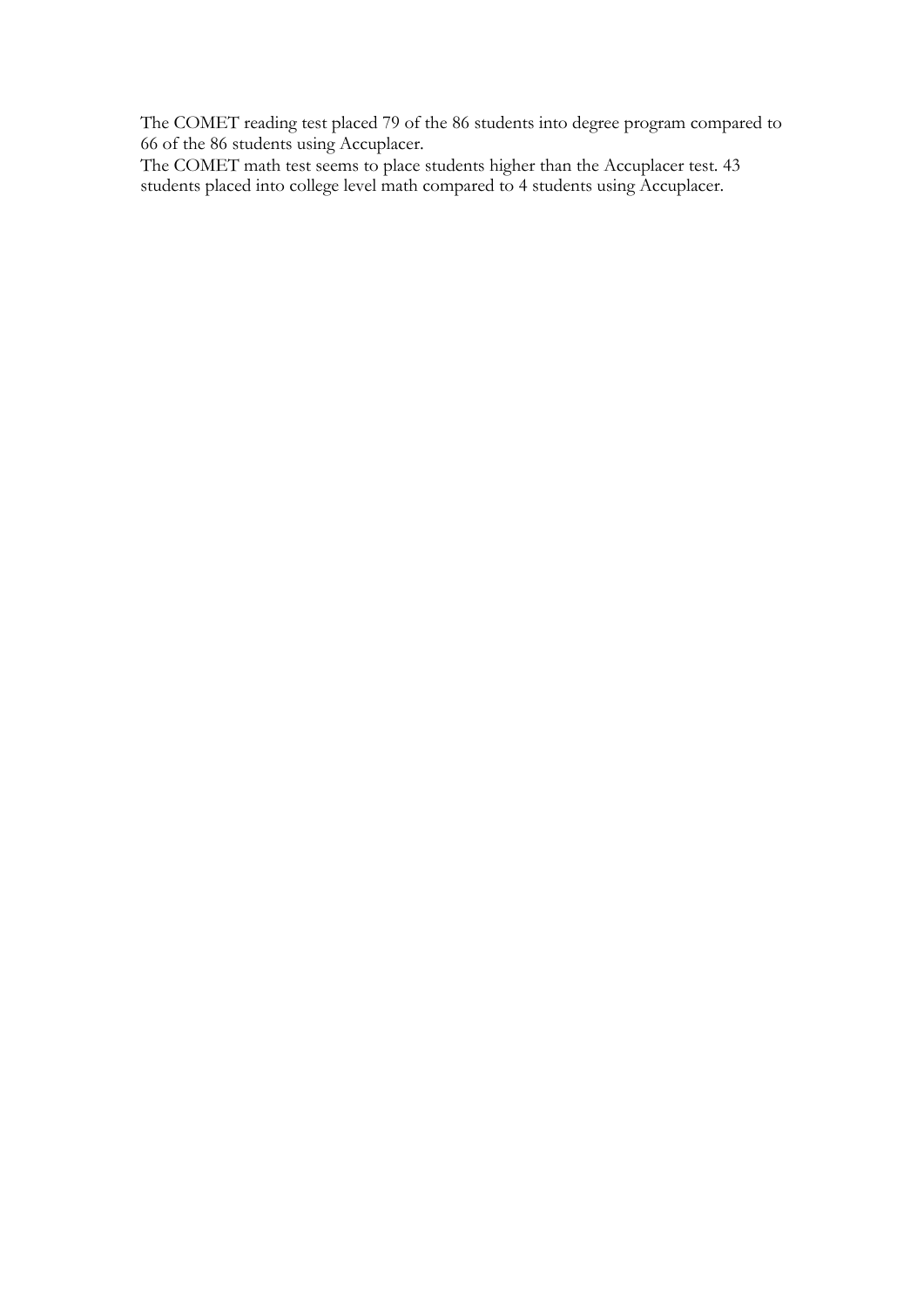The COMET reading test placed 79 of the 86 students into degree program compared to 66 of the 86 students using Accuplacer.

The COMET math test seems to place students higher than the Accuplacer test. 43 students placed into college level math compared to 4 students using Accuplacer.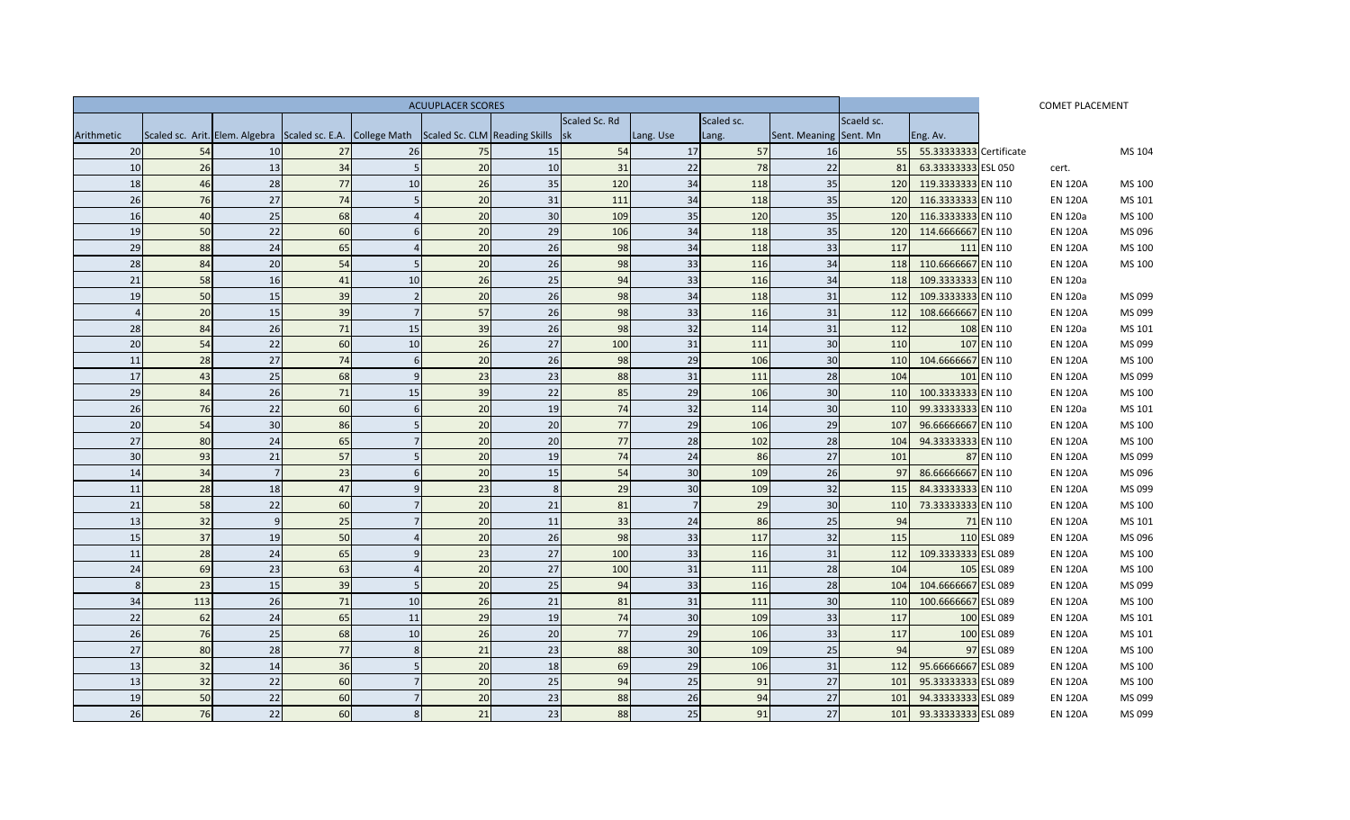| ACUUPLACER SCORES | | | | | | | | | | | | | | | COMET PLACEMENT | |
|---|---|---|---|---|---|---|---|---|---|---|---|---|---|---|---|---|
| Arithmetic | Scaled sc. Arit. | Elem. Algebra | Scaled sc. E.A. | College Math | Scaled Sc. CLM | Reading Skills | Scaled Sc. Rd sk | Lang. Use | Scaled sc. Lang. | Sent. Meaning | Scaeld sc. Sent. Mn | Eng. Av. | | | | |
| 20 | 54 | 10 | 27 | 26 | 75 | 15 | 54 | 17 | 57 | 16 | 55 | 55.33333333 | Certificate | | | MS 104 |
| 10 | 26 | 13 | 34 | 5 | 20 | 10 | 31 | 22 | 78 | 22 | 81 | 63.33333333 | ESL 050 | | cert. | |
| 18 | 46 | 28 | 77 | 10 | 26 | 35 | 120 | 34 | 118 | 35 | 120 | 119.3333333 | EN 110 | | EN 120A | MS 100 |
| 26 | 76 | 27 | 74 | 5 | 20 | 31 | 111 | 34 | 118 | 35 | 120 | 116.3333333 | EN 110 | | EN 120A | MS 101 |
| 16 | 40 | 25 | 68 | 4 | 20 | 30 | 109 | 35 | 120 | 35 | 120 | 116.3333333 | EN 110 | | EN 120a | MS 100 |
| 19 | 50 | 22 | 60 | 6 | 20 | 29 | 106 | 34 | 118 | 35 | 120 | 114.6666667 | EN 110 | | EN 120A | MS 096 |
| 29 | 88 | 24 | 65 | 4 | 20 | 26 | 98 | 34 | 118 | 33 | 117 | 111 | EN 110 | | EN 120A | MS 100 |
| 28 | 84 | 20 | 54 | 5 | 20 | 26 | 98 | 33 | 116 | 34 | 118 | 110.6666667 | EN 110 | | EN 120A | MS 100 |
| 21 | 58 | 16 | 41 | 10 | 26 | 25 | 94 | 33 | 116 | 34 | 118 | 109.3333333 | EN 110 | | EN 120a | |
| 19 | 50 | 15 | 39 | 2 | 20 | 26 | 98 | 34 | 118 | 31 | 112 | 109.3333333 | EN 110 | | EN 120a | MS 099 |
| 4 | 20 | 15 | 39 | 7 | 57 | 26 | 98 | 33 | 116 | 31 | 112 | 108.6666667 | EN 110 | | EN 120A | MS 099 |
| 28 | 84 | 26 | 71 | 15 | 39 | 26 | 98 | 32 | 114 | 31 | 112 | 108 | EN 110 | | EN 120a | MS 101 |
| 20 | 54 | 22 | 60 | 10 | 26 | 27 | 100 | 31 | 111 | 30 | 110 | 107 | EN 110 | | EN 120A | MS 099 |
| 11 | 28 | 27 | 74 | 6 | 20 | 26 | 98 | 29 | 106 | 30 | 110 | 104.6666667 | EN 110 | | EN 120A | MS 100 |
| 17 | 43 | 25 | 68 | 9 | 23 | 23 | 88 | 31 | 111 | 28 | 104 | 101 | EN 110 | | EN 120A | MS 099 |
| 29 | 84 | 26 | 71 | 15 | 39 | 22 | 85 | 29 | 106 | 30 | 110 | 100.3333333 | EN 110 | | EN 120A | MS 100 |
| 26 | 76 | 22 | 60 | 6 | 20 | 19 | 74 | 32 | 114 | 30 | 110 | 99.33333333 | EN 110 | | EN 120a | MS 101 |
| 20 | 54 | 30 | 86 | 5 | 20 | 20 | 77 | 29 | 106 | 29 | 107 | 96.66666667 | EN 110 | | EN 120A | MS 100 |
| 27 | 80 | 24 | 65 | 7 | 20 | 20 | 77 | 28 | 102 | 28 | 104 | 94.33333333 | EN 110 | | EN 120A | MS 100 |
| 30 | 93 | 21 | 57 | 5 | 20 | 19 | 74 | 24 | 86 | 27 | 101 | 87 | EN 110 | | EN 120A | MS 099 |
| 14 | 34 | 7 | 23 | 6 | 20 | 15 | 54 | 30 | 109 | 26 | 97 | 86.66666667 | EN 110 | | EN 120A | MS 096 |
| 11 | 28 | 18 | 47 | 9 | 23 | 8 | 29 | 30 | 109 | 32 | 115 | 84.33333333 | EN 110 | | EN 120A | MS 099 |
| 21 | 58 | 22 | 60 | 7 | 20 | 21 | 81 | 7 | 29 | 30 | 110 | 73.33333333 | EN 110 | | EN 120A | MS 100 |
| 13 | 32 | 9 | 25 | 7 | 20 | 11 | 33 | 24 | 86 | 25 | 94 | 71 | EN 110 | | EN 120A | MS 101 |
| 15 | 37 | 19 | 50 | 4 | 20 | 26 | 98 | 33 | 117 | 32 | 115 | 110 | ESL 089 | | EN 120A | MS 096 |
| 11 | 28 | 24 | 65 | 9 | 23 | 27 | 100 | 33 | 116 | 31 | 112 | 109.3333333 | ESL 089 | | EN 120A | MS 100 |
| 24 | 69 | 23 | 63 | 4 | 20 | 27 | 100 | 31 | 111 | 28 | 104 | 105 | ESL 089 | | EN 120A | MS 100 |
| 8 | 23 | 15 | 39 | 5 | 20 | 25 | 94 | 33 | 116 | 28 | 104 | 104.6666667 | ESL 089 | | EN 120A | MS 099 |
| 34 | 113 | 26 | 71 | 10 | 26 | 21 | 81 | 31 | 111 | 30 | 110 | 100.6666667 | ESL 089 | | EN 120A | MS 100 |
| 22 | 62 | 24 | 65 | 11 | 29 | 19 | 74 | 30 | 109 | 33 | 117 | 100 | ESL 089 | | EN 120A | MS 101 |
| 26 | 76 | 25 | 68 | 10 | 26 | 20 | 77 | 29 | 106 | 33 | 117 | 100 | ESL 089 | | EN 120A | MS 101 |
| 27 | 80 | 28 | 77 | 8 | 21 | 23 | 88 | 30 | 109 | 25 | 94 | 97 | ESL 089 | | EN 120A | MS 100 |
| 13 | 32 | 14 | 36 | 5 | 20 | 18 | 69 | 29 | 106 | 31 | 112 | 95.66666667 | ESL 089 | | EN 120A | MS 100 |
| 13 | 32 | 22 | 60 | 7 | 20 | 25 | 94 | 25 | 91 | 27 | 101 | 95.33333333 | ESL 089 | | EN 120A | MS 100 |
| 19 | 50 | 22 | 60 | 7 | 20 | 23 | 88 | 26 | 94 | 27 | 101 | 94.33333333 | ESL 089 | | EN 120A | MS 099 |
| 26 | 76 | 22 | 60 | 8 | 21 | 23 | 88 | 25 | 91 | 27 | 101 | 93.33333333 | ESL 089 | | EN 120A | MS 099 |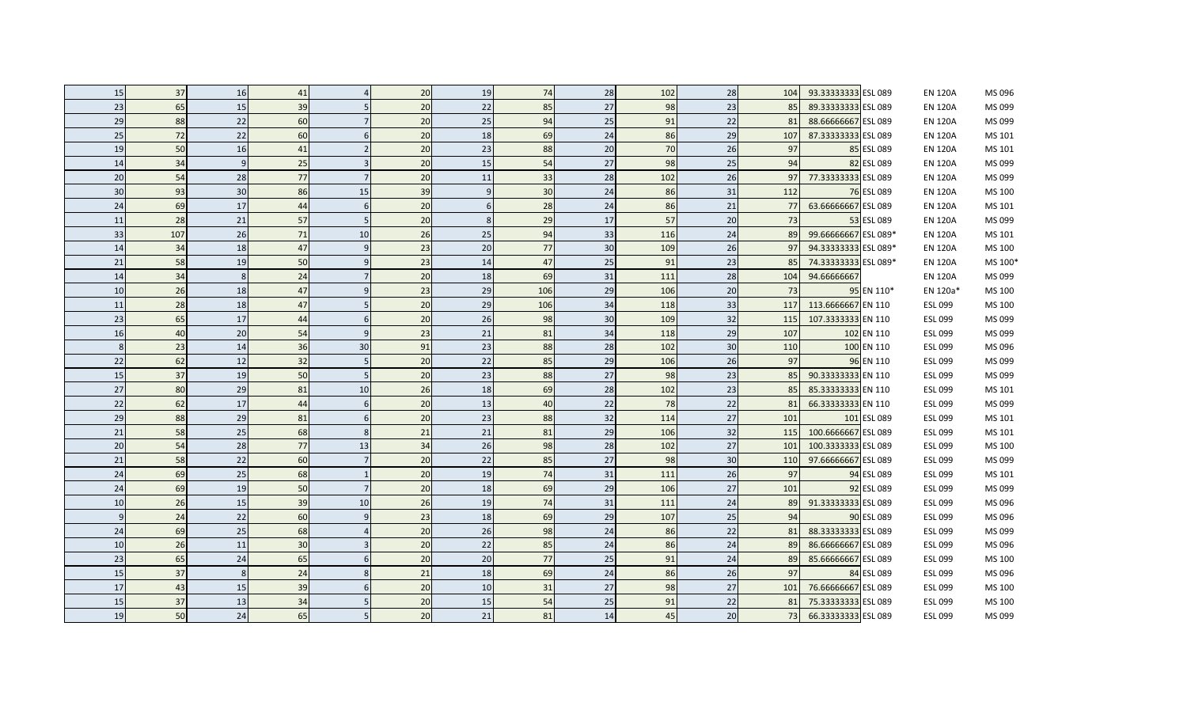| | | | | | | | | | | | | | | | |
|---|---|---|---|---|---|---|---|---|---|---|---|---|---|---|---|
| 15 | 37 | 16 | 41 | 4 | 20 | 19 | 74 | 28 | 102 | 28 | 104 | 93.33333333 | ESL 089 | EN 120A | MS 096 |
| 23 | 65 | 15 | 39 | 5 | 20 | 22 | 85 | 27 | 98 | 23 | 85 | 89.33333333 | ESL 089 | EN 120A | MS 099 |
| 29 | 88 | 22 | 60 | 7 | 20 | 25 | 94 | 25 | 91 | 22 | 81 | 88.66666667 | ESL 089 | EN 120A | MS 099 |
| 25 | 72 | 22 | 60 | 6 | 20 | 18 | 69 | 24 | 86 | 29 | 107 | 87.33333333 | ESL 089 | EN 120A | MS 101 |
| 19 | 50 | 16 | 41 | 2 | 20 | 23 | 88 | 20 | 70 | 26 | 97 | 85 | ESL 089 | EN 120A | MS 101 |
| 14 | 34 | 9 | 25 | 3 | 20 | 15 | 54 | 27 | 98 | 25 | 94 | 82 | ESL 089 | EN 120A | MS 099 |
| 20 | 54 | 28 | 77 | 7 | 20 | 11 | 33 | 28 | 102 | 26 | 97 | 77.33333333 | ESL 089 | EN 120A | MS 099 |
| 30 | 93 | 30 | 86 | 15 | 39 | 9 | 30 | 24 | 86 | 31 | 112 | 76 | ESL 089 | EN 120A | MS 100 |
| 24 | 69 | 17 | 44 | 6 | 20 | 6 | 28 | 24 | 86 | 21 | 77 | 63.66666667 | ESL 089 | EN 120A | MS 101 |
| 11 | 28 | 21 | 57 | 5 | 20 | 8 | 29 | 17 | 57 | 20 | 73 | 53 | ESL 089 | EN 120A | MS 099 |
| 33 | 107 | 26 | 71 | 10 | 26 | 25 | 94 | 33 | 116 | 24 | 89 | 99.66666667 | ESL 089* | EN 120A | MS 101 |
| 14 | 34 | 18 | 47 | 9 | 23 | 20 | 77 | 30 | 109 | 26 | 97 | 94.33333333 | ESL 089* | EN 120A | MS 100 |
| 21 | 58 | 19 | 50 | 9 | 23 | 14 | 47 | 25 | 91 | 23 | 85 | 74.33333333 | ESL 089* | EN 120A | MS 100* |
| 14 | 34 | 8 | 24 | 7 | 20 | 18 | 69 | 31 | 111 | 28 | 104 | 94.66666667 | | EN 120A | MS 099 |
| 10 | 26 | 18 | 47 | 9 | 23 | 29 | 106 | 29 | 106 | 20 | 73 | 95 | EN 110* | EN 120a* | MS 100 |
| 11 | 28 | 18 | 47 | 5 | 20 | 29 | 106 | 34 | 118 | 33 | 117 | 113.6666667 | EN 110 | ESL 099 | MS 100 |
| 23 | 65 | 17 | 44 | 6 | 20 | 26 | 98 | 30 | 109 | 32 | 115 | 107.3333333 | EN 110 | ESL 099 | MS 099 |
| 16 | 40 | 20 | 54 | 9 | 23 | 21 | 81 | 34 | 118 | 29 | 107 | 102 | EN 110 | ESL 099 | MS 099 |
| 8 | 23 | 14 | 36 | 30 | 91 | 23 | 88 | 28 | 102 | 30 | 110 | 100 | EN 110 | ESL 099 | MS 096 |
| 22 | 62 | 12 | 32 | 5 | 20 | 22 | 85 | 29 | 106 | 26 | 97 | 96 | EN 110 | ESL 099 | MS 099 |
| 15 | 37 | 19 | 50 | 5 | 20 | 23 | 88 | 27 | 98 | 23 | 85 | 90.33333333 | EN 110 | ESL 099 | MS 099 |
| 27 | 80 | 29 | 81 | 10 | 26 | 18 | 69 | 28 | 102 | 23 | 85 | 85.33333333 | EN 110 | ESL 099 | MS 101 |
| 22 | 62 | 17 | 44 | 6 | 20 | 13 | 40 | 22 | 78 | 22 | 81 | 66.33333333 | EN 110 | ESL 099 | MS 099 |
| 29 | 88 | 29 | 81 | 6 | 20 | 23 | 88 | 32 | 114 | 27 | 101 | 101 | ESL 089 | ESL 099 | MS 101 |
| 21 | 58 | 25 | 68 | 8 | 21 | 21 | 81 | 29 | 106 | 32 | 115 | 100.6666667 | ESL 089 | ESL 099 | MS 101 |
| 20 | 54 | 28 | 77 | 13 | 34 | 26 | 98 | 28 | 102 | 27 | 101 | 100.3333333 | ESL 089 | ESL 099 | MS 100 |
| 21 | 58 | 22 | 60 | 7 | 20 | 22 | 85 | 27 | 98 | 30 | 110 | 97.66666667 | ESL 089 | ESL 099 | MS 099 |
| 24 | 69 | 25 | 68 | 1 | 20 | 19 | 74 | 31 | 111 | 26 | 97 | 94 | ESL 089 | ESL 099 | MS 101 |
| 24 | 69 | 19 | 50 | 7 | 20 | 18 | 69 | 29 | 106 | 27 | 101 | 92 | ESL 089 | ESL 099 | MS 099 |
| 10 | 26 | 15 | 39 | 10 | 26 | 19 | 74 | 31 | 111 | 24 | 89 | 91.33333333 | ESL 089 | ESL 099 | MS 096 |
| 9 | 24 | 22 | 60 | 9 | 23 | 18 | 69 | 29 | 107 | 25 | 94 | 90 | ESL 089 | ESL 099 | MS 096 |
| 24 | 69 | 25 | 68 | 4 | 20 | 26 | 98 | 24 | 86 | 22 | 81 | 88.33333333 | ESL 089 | ESL 099 | MS 099 |
| 10 | 26 | 11 | 30 | 3 | 20 | 22 | 85 | 24 | 86 | 24 | 89 | 86.66666667 | ESL 089 | ESL 099 | MS 096 |
| 23 | 65 | 24 | 65 | 6 | 20 | 20 | 77 | 25 | 91 | 24 | 89 | 85.66666667 | ESL 089 | ESL 099 | MS 100 |
| 15 | 37 | 8 | 24 | 8 | 21 | 18 | 69 | 24 | 86 | 26 | 97 | 84 | ESL 089 | ESL 099 | MS 096 |
| 17 | 43 | 15 | 39 | 6 | 20 | 10 | 31 | 27 | 98 | 27 | 101 | 76.66666667 | ESL 089 | ESL 099 | MS 100 |
| 15 | 37 | 13 | 34 | 5 | 20 | 15 | 54 | 25 | 91 | 22 | 81 | 75.33333333 | ESL 089 | ESL 099 | MS 100 |
| 19 | 50 | 24 | 65 | 5 | 20 | 21 | 81 | 14 | 45 | 20 | 73 | 66.33333333 | ESL 089 | ESL 099 | MS 099 |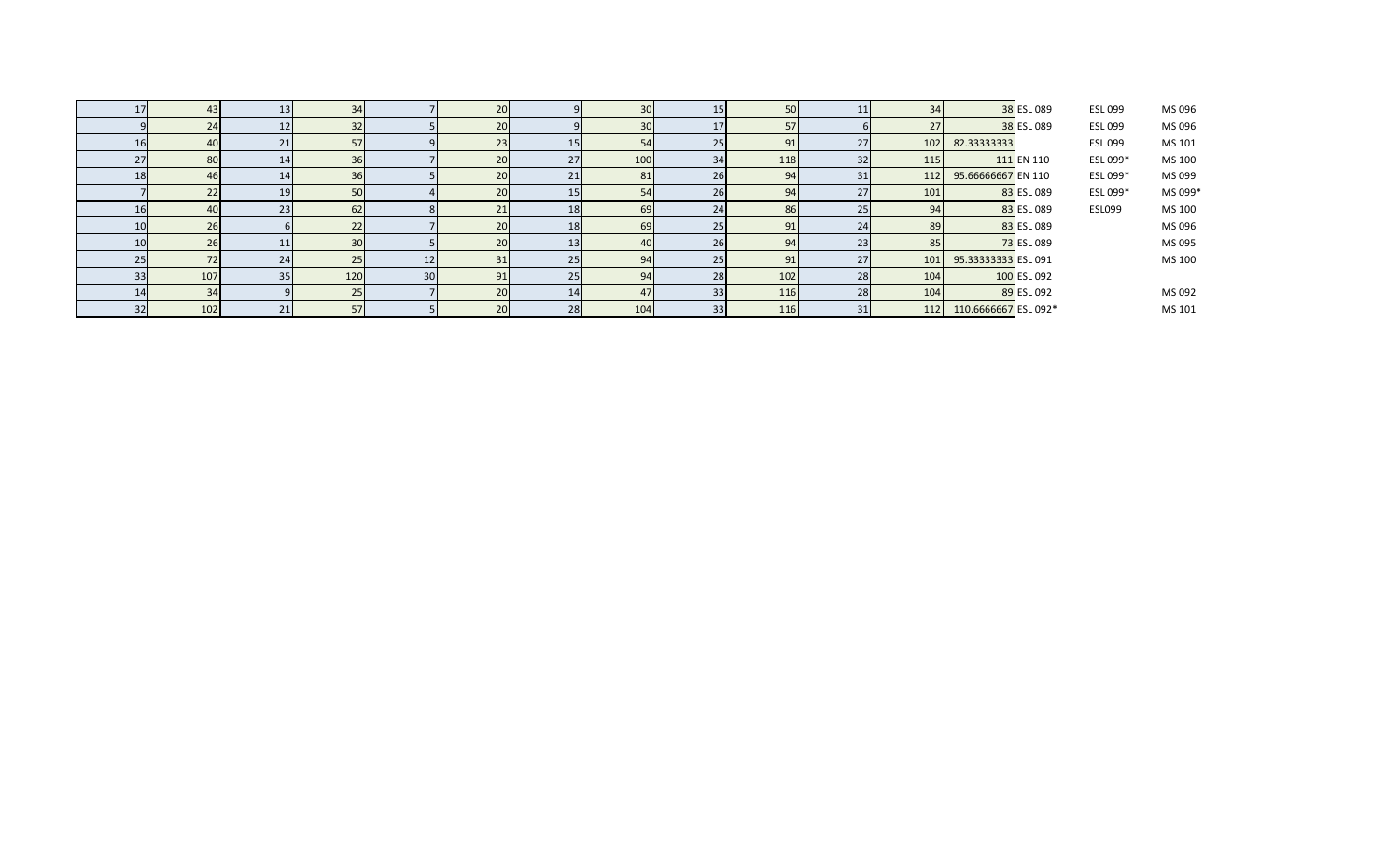| | | | | | | | | | | | | | | | |
|---|---|---|---|---|---|---|---|---|---|---|---|---|---|---|---|
| 17 | 43 | 13 | 34 | 7 | 20 | 9 | 30 | 15 | 50 | 11 | 34 | 38 | ESL 089 | ESL 099 | MS 096 |
| 9 | 24 | 12 | 32 | 5 | 20 | 9 | 30 | 17 | 57 | 6 | 27 | 38 | ESL 089 | ESL 099 | MS 096 |
| 16 | 40 | 21 | 57 | 9 | 23 | 15 | 54 | 25 | 91 | 27 | 102 | 82.33333333 | | ESL 099 | MS 101 |
| 27 | 80 | 14 | 36 | 7 | 20 | 27 | 100 | 34 | 118 | 32 | 115 | 111 | EN 110 | ESL 099* | MS 100 |
| 18 | 46 | 14 | 36 | 5 | 20 | 21 | 81 | 26 | 94 | 31 | 112 | 95.66666667 | EN 110 | ESL 099* | MS 099 |
| 7 | 22 | 19 | 50 | 4 | 20 | 15 | 54 | 26 | 94 | 27 | 101 | 83 | ESL 089 | ESL 099* | MS 099* |
| 16 | 40 | 23 | 62 | 8 | 21 | 18 | 69 | 24 | 86 | 25 | 94 | 83 | ESL 089 | ESL099 | MS 100 |
| 10 | 26 | 6 | 22 | 7 | 20 | 18 | 69 | 25 | 91 | 24 | 89 | 83 | ESL 089 | | MS 096 |
| 10 | 26 | 11 | 30 | 5 | 20 | 13 | 40 | 26 | 94 | 23 | 85 | 73 | ESL 089 | | MS 095 |
| 25 | 72 | 24 | 25 | 12 | 31 | 25 | 94 | 25 | 91 | 27 | 101 | 95.33333333 | ESL 091 | | MS 100 |
| 33 | 107 | 35 | 120 | 30 | 91 | 25 | 94 | 28 | 102 | 28 | 104 | 100 | ESL 092 | | |
| 14 | 34 | 9 | 25 | 7 | 20 | 14 | 47 | 33 | 116 | 28 | 104 | 89 | ESL 092 | | MS 092 |
| 32 | 102 | 21 | 57 | 5 | 20 | 28 | 104 | 33 | 116 | 31 | 112 | 110.6666667 | ESL 092* | | MS 101 |